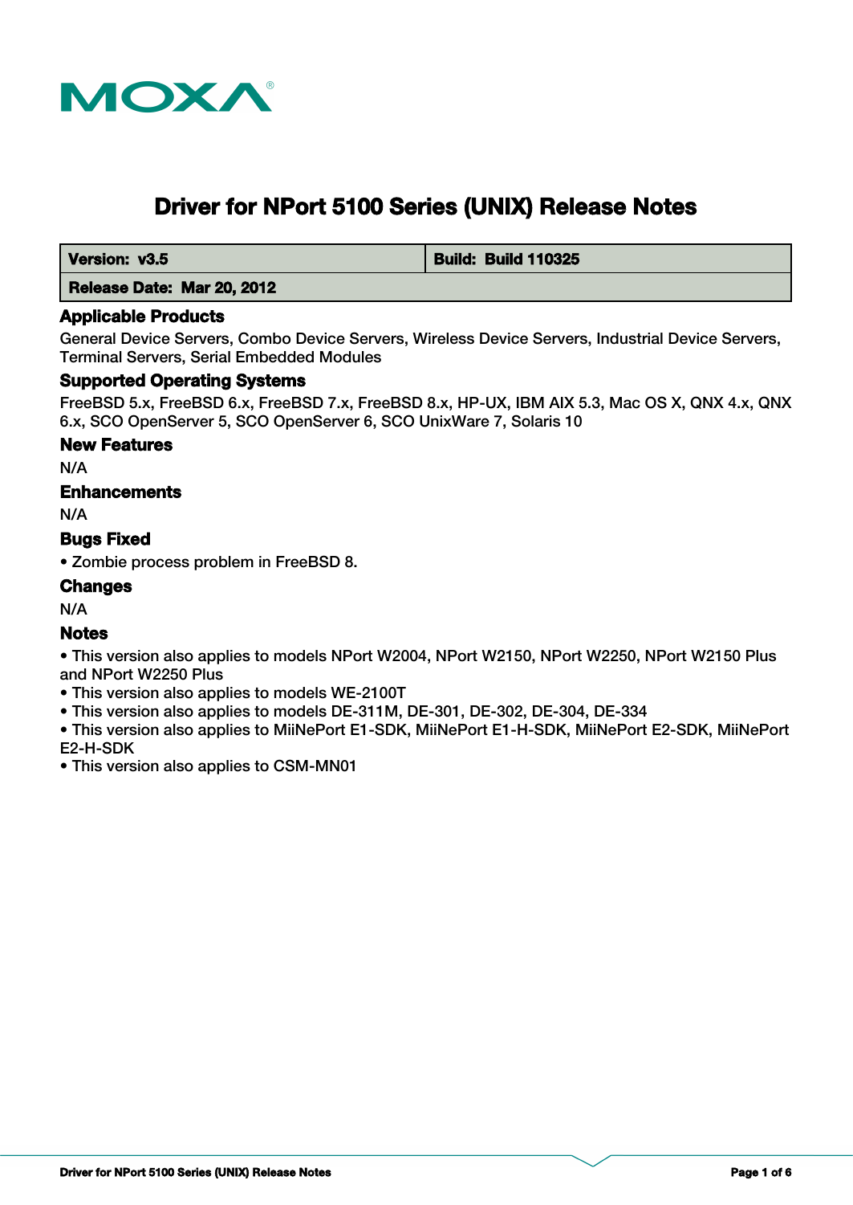MOXA

# Driver for NPort 5100 Series (UNIX) Release Notes

| Version: v3.5 | Build: Build 110325 |
| --- | --- |
| Release Date: Mar 20, 2012 | |

## Applicable Products

General Device Servers, Combo Device Servers, Wireless Device Servers, Industrial Device Servers, Terminal Servers, Serial Embedded Modules

## Supported Operating Systems

FreeBSD 5.x, FreeBSD 6.x, FreeBSD 7.x, FreeBSD 8.x, HP-UX, IBM AIX 5.3, Mac OS X, QNX 4.x, QNX 6.x, SCO OpenServer 5, SCO OpenServer 6, SCO UnixWare 7, Solaris 10

## New Features

N/A

## Enhancements

N/A

## Bugs Fixed

- Zombie process problem in FreeBSD 8.

## Changes

N/A

## Notes

- This version also applies to models NPort W2004, NPort W2150, NPort W2250, NPort W2150 Plus and NPort W2250 Plus
- This version also applies to models WE-2100T
- This version also applies to models DE-311M, DE-301, DE-302, DE-304, DE-334
- This version also applies to MiiNePort E1-SDK, MiiNePort E1-H-SDK, MiiNePort E2-SDK, MiiNePort E2-H-SDK
- This version also applies to CSM-MN01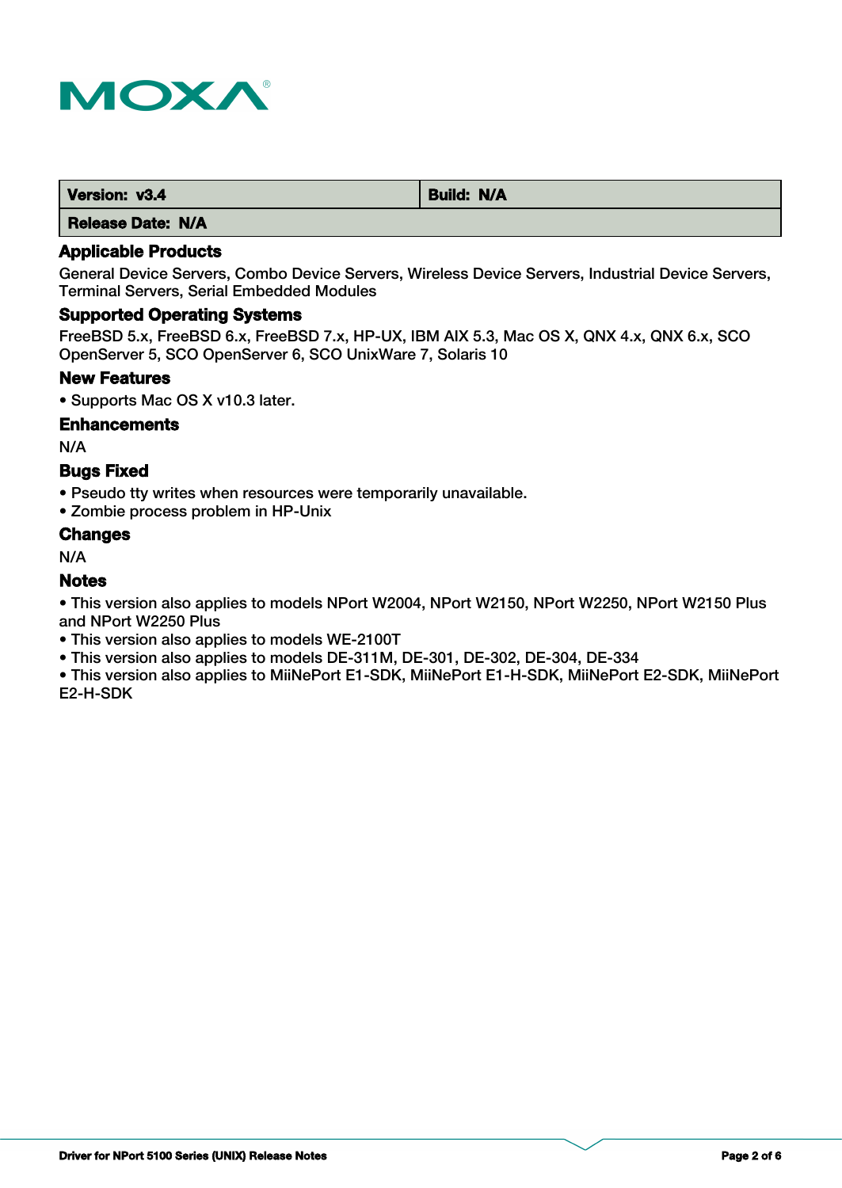| Version: v3.4 | Build: N/A |
| --- | --- |
| Release Date: N/A | |

### Applicable Products

General Device Servers, Combo Device Servers, Wireless Device Servers, Industrial Device Servers, Terminal Servers, Serial Embedded Modules

### Supported Operating Systems

FreeBSD 5.x, FreeBSD 6.x, FreeBSD 7.x, HP-UX, IBM AIX 5.3, Mac OS X, QNX 4.x, QNX 6.x, SCO OpenServer 5, SCO OpenServer 6, SCO UnixWare 7, Solaris 10

### New Features

- Supports Mac OS X v10.3 later.

### Enhancements

N/A

### Bugs Fixed

- Pseudo tty writes when resources were temporarily unavailable.
- Zombie process problem in HP-Unix

### Changes

N/A

### Notes

- This version also applies to models NPort W2004, NPort W2150, NPort W2250, NPort W2150 Plus and NPort W2250 Plus
- This version also applies to models WE-2100T
- This version also applies to models DE-311M, DE-301, DE-302, DE-304, DE-334
- This version also applies to MiiNePort E1-SDK, MiiNePort E1-H-SDK, MiiNePort E2-SDK, MiiNePort E2-H-SDK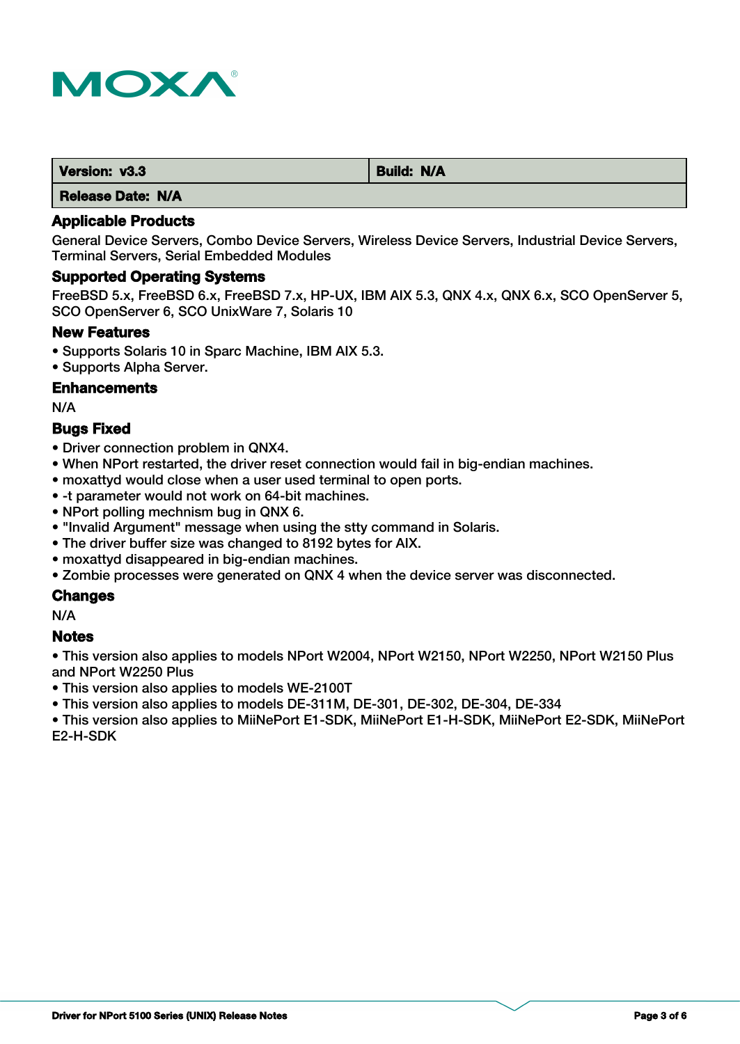| Version: v3.3 | Build: N/A |
| --- | --- |
| Release Date: N/A | |

### Applicable Products

General Device Servers, Combo Device Servers, Wireless Device Servers, Industrial Device Servers, Terminal Servers, Serial Embedded Modules

### Supported Operating Systems

FreeBSD 5.x, FreeBSD 6.x, FreeBSD 7.x, HP-UX, IBM AIX 5.3, QNX 4.x, QNX 6.x, SCO OpenServer 5, SCO OpenServer 6, SCO UnixWare 7, Solaris 10

### New Features

- Supports Solaris 10 in Sparc Machine, IBM AIX 5.3.
- Supports Alpha Server.

### Enhancements

N/A

### Bugs Fixed

- Driver connection problem in QNX4.
- When NPort restarted, the driver reset connection would fail in big-endian machines.
- moxattyd would close when a user used terminal to open ports.
- -t parameter would not work on 64-bit machines.
- NPort polling mechnism bug in QNX 6.
- "Invalid Argument" message when using the stty command in Solaris.
- The driver buffer size was changed to 8192 bytes for AIX.
- moxattyd disappeared in big-endian machines.
- Zombie processes were generated on QNX 4 when the device server was disconnected.

### Changes

N/A

### Notes

- This version also applies to models NPort W2004, NPort W2150, NPort W2250, NPort W2150 Plus and NPort W2250 Plus
- This version also applies to models WE-2100T
- This version also applies to models DE-311M, DE-301, DE-302, DE-304, DE-334
- This version also applies to MiiNePort E1-SDK, MiiNePort E1-H-SDK, MiiNePort E2-SDK, MiiNePort E2-H-SDK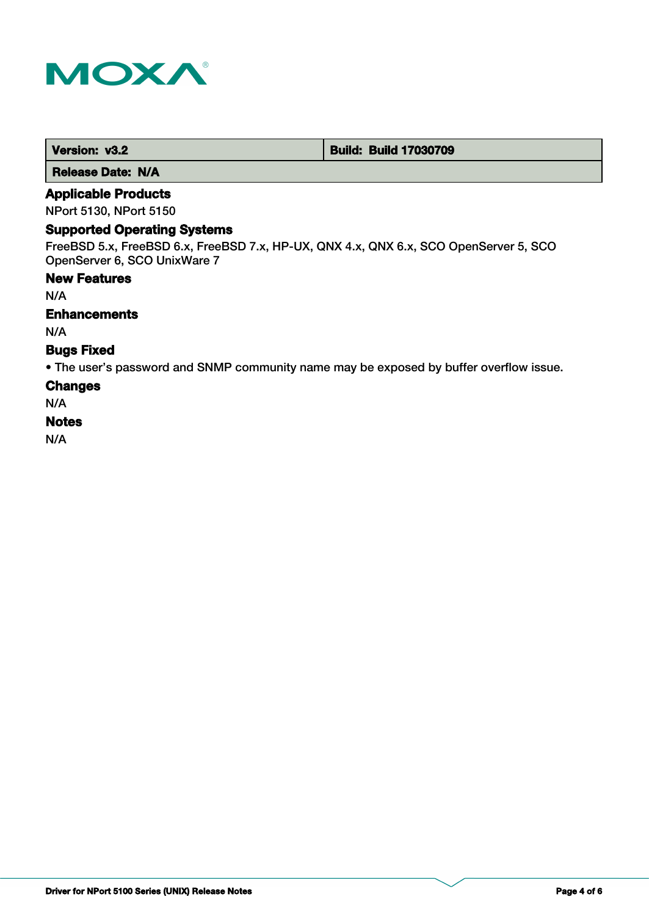| Version: v3.2 | Build: Build 17030709 |
| --- | --- |
| Release Date: N/A | |

### Applicable Products

NPort 5130, NPort 5150

### Supported Operating Systems

FreeBSD 5.x, FreeBSD 6.x, FreeBSD 7.x, HP-UX, QNX 4.x, QNX 6.x, SCO OpenServer 5, SCO OpenServer 6, SCO UnixWare 7

### New Features

N/A

### Enhancements

N/A

### Bugs Fixed

- The user’s password and SNMP community name may be exposed by buffer overflow issue.

### Changes

N/A

### Notes

N/A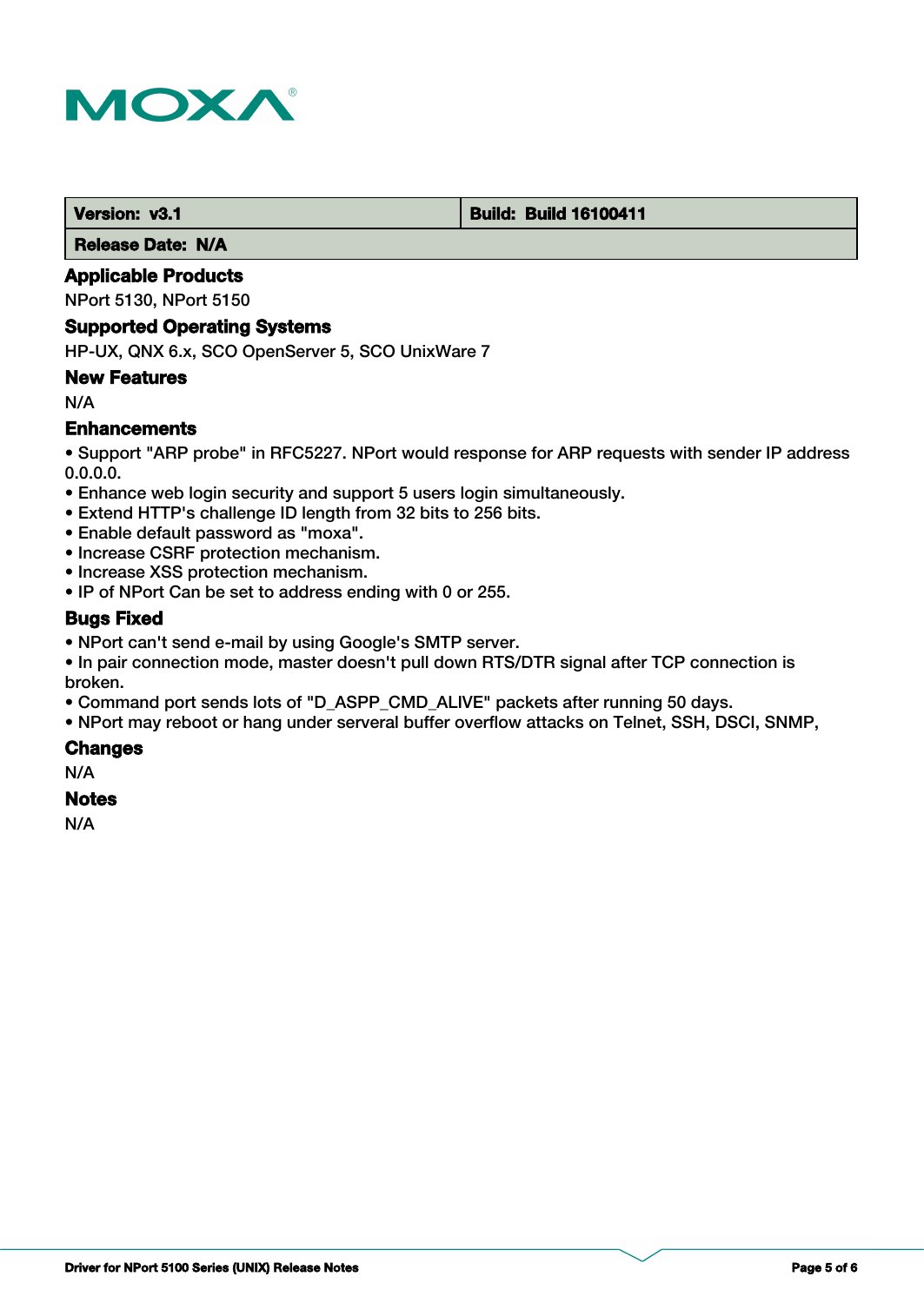| Version: v3.1 | Build: Build 16100411 |
| --- | --- |
| Release Date: N/A | |

### Applicable Products

NPort 5130, NPort 5150

### Supported Operating Systems

HP-UX, QNX 6.x, SCO OpenServer 5, SCO UnixWare 7

### New Features

N/A

### Enhancements

- Support "ARP probe" in RFC5227. NPort would response for ARP requests with sender IP address 0.0.0.0.
- Enhance web login security and support 5 users login simultaneously.
- Extend HTTP's challenge ID length from 32 bits to 256 bits.
- Enable default password as "moxa".
- Increase CSRF protection mechanism.
- Increase XSS protection mechanism.
- IP of NPort Can be set to address ending with 0 or 255.

### Bugs Fixed

- NPort can't send e-mail by using Google's SMTP server.
- In pair connection mode, master doesn't pull down RTS/DTR signal after TCP connection is broken.
- Command port sends lots of "D_ASPP_CMD_ALIVE" packets after running 50 days.
- NPort may reboot or hang under serveral buffer overflow attacks on Telnet, SSH, DSCI, SNMP,

### Changes

N/A

### Notes

N/A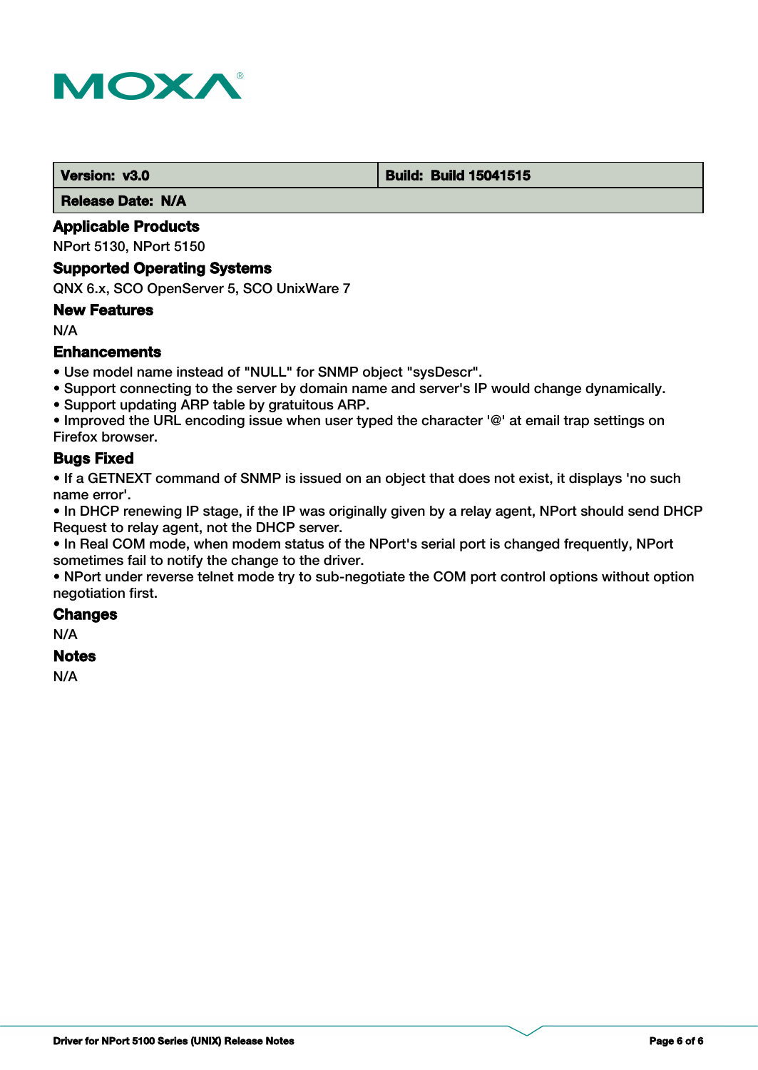| Version: v3.0 | Build: Build 15041515 |
| --- | --- |
| Release Date: N/A | |

### Applicable Products

NPort 5130, NPort 5150

### Supported Operating Systems

QNX 6.x, SCO OpenServer 5, SCO UnixWare 7

### New Features

N/A

### Enhancements

- Use model name instead of "NULL" for SNMP object "sysDescr".
- Support connecting to the server by domain name and server's IP would change dynamically.
- Support updating ARP table by gratuitous ARP.
- Improved the URL encoding issue when user typed the character '@' at email trap settings on Firefox browser.

### Bugs Fixed

- If a GETNEXT command of SNMP is issued on an object that does not exist, it displays 'no such name error'.
- In DHCP renewing IP stage, if the IP was originally given by a relay agent, NPort should send DHCP Request to relay agent, not the DHCP server.
- In Real COM mode, when modem status of the NPort's serial port is changed frequently, NPort sometimes fail to notify the change to the driver.
- NPort under reverse telnet mode try to sub-negotiate the COM port control options without option negotiation first.

### Changes

N/A

### Notes

N/A